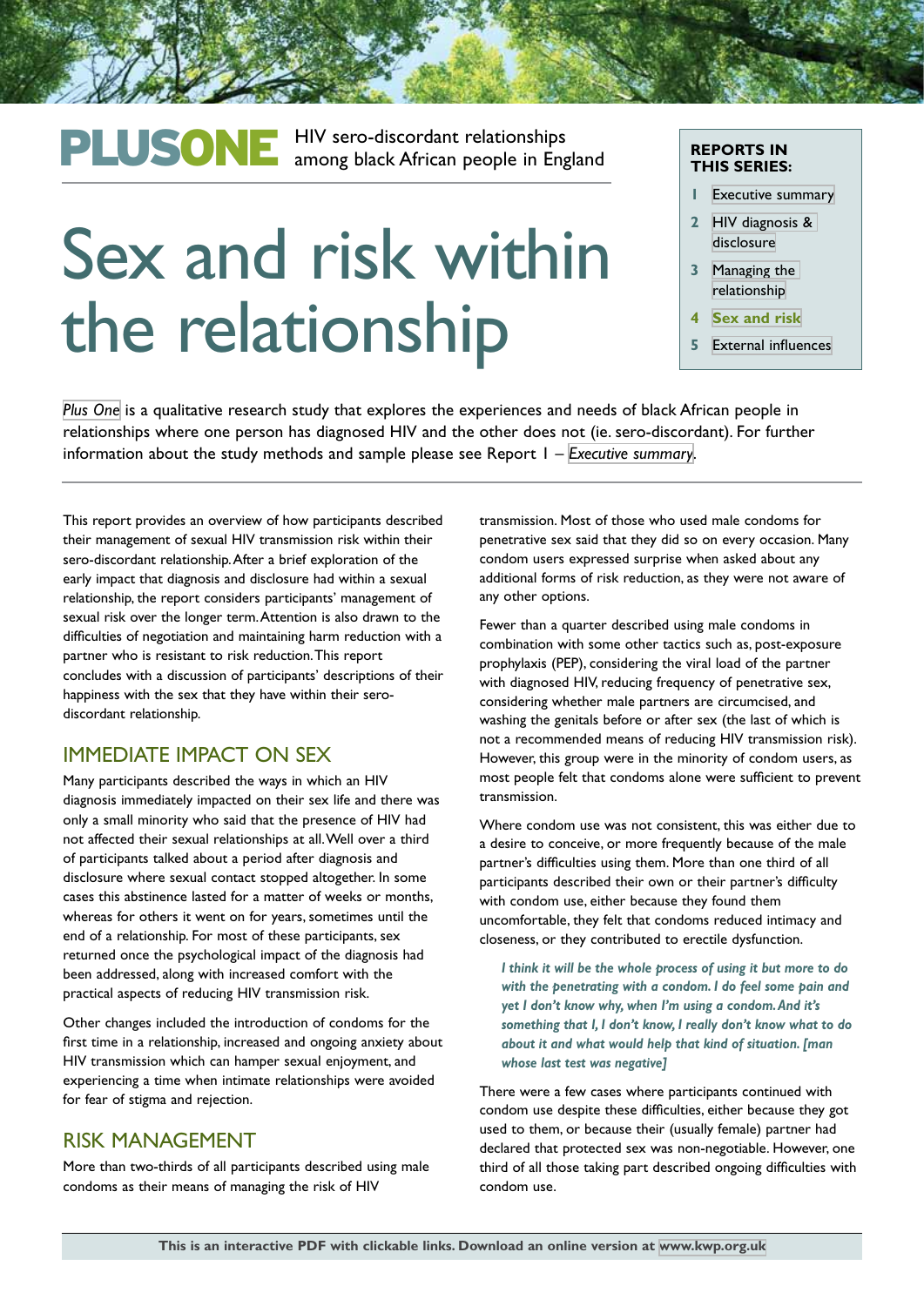**PLUSONE** HIV sero-discordant relationships among black African people in England

# Sex and risk within the relationship

**REPORTS IN THIS SERIES:**

1. Executive summary
2. HIV diagnosis & disclosure
3. Managing the relationship
4. **Sex and risk**
5. External influences

*Plus One* is a qualitative research study that explores the experiences and needs of black African people in relationships where one person has diagnosed HIV and the other does not (ie. sero-discordant). For further information about the study methods and sample please see Report 1 – *Executive summary*.

This report provides an overview of how participants described their management of sexual HIV transmission risk within their sero-discordant relationship. After a brief exploration of the early impact that diagnosis and disclosure had within a sexual relationship, the report considers participants' management of sexual risk over the longer term. Attention is also drawn to the difficulties of negotiation and maintaining harm reduction with a partner who is resistant to risk reduction. This report concludes with a discussion of participants' descriptions of their happiness with the sex that they have within their sero-discordant relationship.

## IMMEDIATE IMPACT ON SEX

Many participants described the ways in which an HIV diagnosis immediately impacted on their sex life and there was only a small minority who said that the presence of HIV had not affected their sexual relationships at all. Well over a third of participants talked about a period after diagnosis and disclosure where sexual contact stopped altogether. In some cases this abstinence lasted for a matter of weeks or months, whereas for others it went on for years, sometimes until the end of a relationship. For most of these participants, sex returned once the psychological impact of the diagnosis had been addressed, along with increased comfort with the practical aspects of reducing HIV transmission risk.

Other changes included the introduction of condoms for the first time in a relationship, increased and ongoing anxiety about HIV transmission which can hamper sexual enjoyment, and experiencing a time when intimate relationships were avoided for fear of stigma and rejection.

## RISK MANAGEMENT

More than two-thirds of all participants described using male condoms as their means of managing the risk of HIV transmission. Most of those who used male condoms for penetrative sex said that they did so on every occasion. Many condom users expressed surprise when asked about any additional forms of risk reduction, as they were not aware of any other options.

Fewer than a quarter described using male condoms in combination with some other tactics such as, post-exposure prophylaxis (PEP), considering the viral load of the partner with diagnosed HIV, reducing frequency of penetrative sex, considering whether male partners are circumcised, and washing the genitals before or after sex (the last of which is not a recommended means of reducing HIV transmission risk). However, this group were in the minority of condom users, as most people felt that condoms alone were sufficient to prevent transmission.

Where condom use was not consistent, this was either due to a desire to conceive, or more frequently because of the male partner's difficulties using them. More than one third of all participants described their own or their partner's difficulty with condom use, either because they found them uncomfortable, they felt that condoms reduced intimacy and closeness, or they contributed to erectile dysfunction.

> ***I think it will be the whole process of using it but more to do with the penetrating with a condom. I do feel some pain and yet I don't know why, when I'm using a condom. And it's something that I, I don't know, I really don't know what to do about it and what would help that kind of situation. [man whose last test was negative]***

There were a few cases where participants continued with condom use despite these difficulties, either because they got used to them, or because their (usually female) partner had declared that protected sex was non-negotiable. However, one third of all those taking part described ongoing difficulties with condom use.

**This is an interactive PDF with clickable links. Download an online version at www.kwp.org.uk**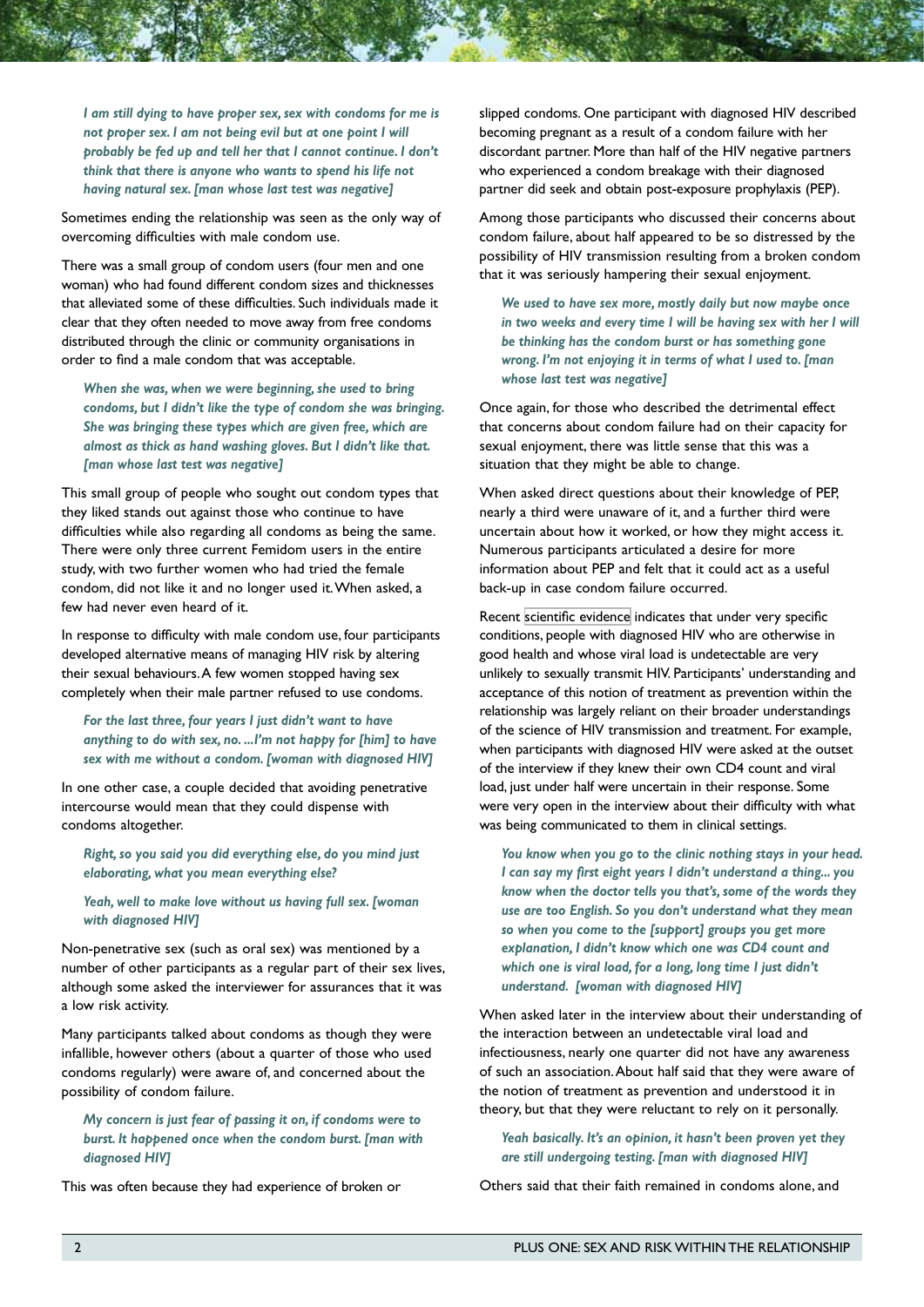*I am still dying to have proper sex, sex with condoms for me is not proper sex. I am not being evil but at one point I will probably be fed up and tell her that I cannot continue. I don't think that there is anyone who wants to spend his life not having natural sex. [man whose last test was negative]*

Sometimes ending the relationship was seen as the only way of overcoming difficulties with male condom use.

There was a small group of condom users (four men and one woman) who had found different condom sizes and thicknesses that alleviated some of these difficulties. Such individuals made it clear that they often needed to move away from free condoms distributed through the clinic or community organisations in order to find a male condom that was acceptable.

*When she was, when we were beginning, she used to bring condoms, but I didn't like the type of condom she was bringing. She was bringing these types which are given free, which are almost as thick as hand washing gloves. But I didn't like that. [man whose last test was negative]*

This small group of people who sought out condom types that they liked stands out against those who continue to have difficulties while also regarding all condoms as being the same. There were only three current Femidom users in the entire study, with two further women who had tried the female condom, did not like it and no longer used it. When asked, a few had never even heard of it.

In response to difficulty with male condom use, four participants developed alternative means of managing HIV risk by altering their sexual behaviours. A few women stopped having sex completely when their male partner refused to use condoms.

*For the last three, four years I just didn't want to have anything to do with sex, no. ...I'm not happy for [him] to have sex with me without a condom. [woman with diagnosed HIV]*

In one other case, a couple decided that avoiding penetrative intercourse would mean that they could dispense with condoms altogether.

*Right, so you said you did everything else, do you mind just elaborating, what you mean everything else?*

*Yeah, well to make love without us having full sex. [woman with diagnosed HIV]*

Non-penetrative sex (such as oral sex) was mentioned by a number of other participants as a regular part of their sex lives, although some asked the interviewer for assurances that it was a low risk activity.

Many participants talked about condoms as though they were infallible, however others (about a quarter of those who used condoms regularly) were aware of, and concerned about the possibility of condom failure.

*My concern is just fear of passing it on, if condoms were to burst. It happened once when the condom burst. [man with diagnosed HIV]*

This was often because they had experience of broken or slipped condoms. One participant with diagnosed HIV described becoming pregnant as a result of a condom failure with her discordant partner. More than half of the HIV negative partners who experienced a condom breakage with their diagnosed partner did seek and obtain post-exposure prophylaxis (PEP).

Among those participants who discussed their concerns about condom failure, about half appeared to be so distressed by the possibility of HIV transmission resulting from a broken condom that it was seriously hampering their sexual enjoyment.

*We used to have sex more, mostly daily but now maybe once in two weeks and every time I will be having sex with her I will be thinking has the condom burst or has something gone wrong. I'm not enjoying it in terms of what I used to. [man whose last test was negative]*

Once again, for those who described the detrimental effect that concerns about condom failure had on their capacity for sexual enjoyment, there was little sense that this was a situation that they might be able to change.

When asked direct questions about their knowledge of PEP, nearly a third were unaware of it, and a further third were uncertain about how it worked, or how they might access it. Numerous participants articulated a desire for more information about PEP and felt that it could act as a useful back-up in case condom failure occurred.

Recent scientific evidence indicates that under very specific conditions, people with diagnosed HIV who are otherwise in good health and whose viral load is undetectable are very unlikely to sexually transmit HIV. Participants' understanding and acceptance of this notion of treatment as prevention within the relationship was largely reliant on their broader understandings of the science of HIV transmission and treatment. For example, when participants with diagnosed HIV were asked at the outset of the interview if they knew their own CD4 count and viral load, just under half were uncertain in their response. Some were very open in the interview about their difficulty with what was being communicated to them in clinical settings.

*You know when you go to the clinic nothing stays in your head. I can say my first eight years I didn't understand a thing... you know when the doctor tells you that's, some of the words they use are too English. So you don't understand what they mean so when you come to the [support] groups you get more explanation, I didn't know which one was CD4 count and which one is viral load, for a long, long time I just didn't understand. [woman with diagnosed HIV]*

When asked later in the interview about their understanding of the interaction between an undetectable viral load and infectiousness, nearly one quarter did not have any awareness of such an association. About half said that they were aware of the notion of treatment as prevention and understood it in theory, but that they were reluctant to rely on it personally.

*Yeah basically. It's an opinion, it hasn't been proven yet they are still undergoing testing. [man with diagnosed HIV]*

Others said that their faith remained in condoms alone, and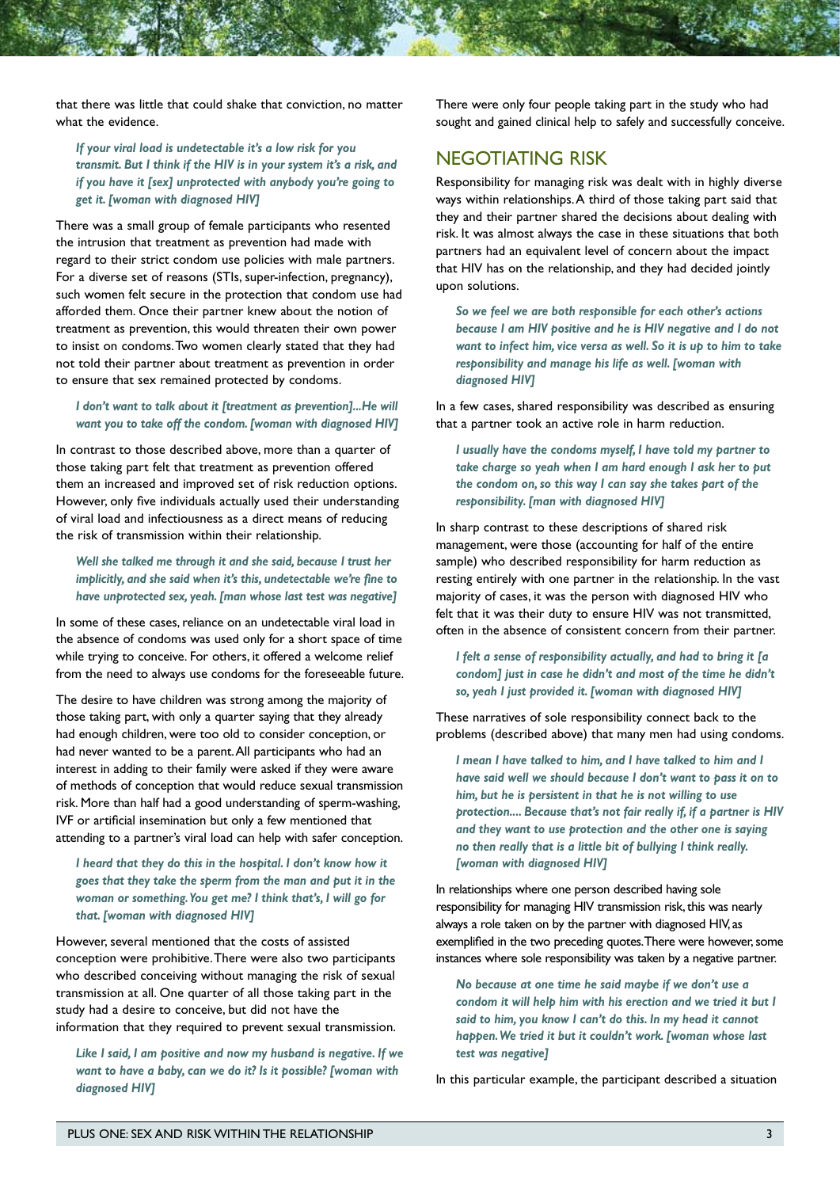that there was little that could shake that conviction, no matter what the evidence.

> *If your viral load is undetectable it's a low risk for you transmit. But I think if the HIV is in your system it's a risk, and if you have it [sex] unprotected with anybody you're going to get it. [woman with diagnosed HIV]*

There was a small group of female participants who resented the intrusion that treatment as prevention had made with regard to their strict condom use policies with male partners. For a diverse set of reasons (STIs, super-infection, pregnancy), such women felt secure in the protection that condom use had afforded them. Once their partner knew about the notion of treatment as prevention, this would threaten their own power to insist on condoms. Two women clearly stated that they had not told their partner about treatment as prevention in order to ensure that sex remained protected by condoms.

> *I don't want to talk about it [treatment as prevention]...He will want you to take off the condom. [woman with diagnosed HIV]*

In contrast to those described above, more than a quarter of those taking part felt that treatment as prevention offered them an increased and improved set of risk reduction options. However, only five individuals actually used their understanding of viral load and infectiousness as a direct means of reducing the risk of transmission within their relationship.

> *Well she talked me through it and she said, because I trust her implicitly, and she said when it's this, undetectable we're fine to have unprotected sex, yeah. [man whose last test was negative]*

In some of these cases, reliance on an undetectable viral load in the absence of condoms was used only for a short space of time while trying to conceive. For others, it offered a welcome relief from the need to always use condoms for the foreseeable future.

The desire to have children was strong among the majority of those taking part, with only a quarter saying that they already had enough children, were too old to consider conception, or had never wanted to be a parent. All participants who had an interest in adding to their family were asked if they were aware of methods of conception that would reduce sexual transmission risk. More than half had a good understanding of sperm-washing, IVF or artificial insemination but only a few mentioned that attending to a partner's viral load can help with safer conception.

> *I heard that they do this in the hospital. I don't know how it goes that they take the sperm from the man and put it in the woman or something. You get me? I think that's, I will go for that. [woman with diagnosed HIV]*

However, several mentioned that the costs of assisted conception were prohibitive. There were also two participants who described conceiving without managing the risk of sexual transmission at all. One quarter of all those taking part in the study had a desire to conceive, but did not have the information that they required to prevent sexual transmission.

> *Like I said, I am positive and now my husband is negative. If we want to have a baby, can we do it? Is it possible? [woman with diagnosed HIV]*

There were only four people taking part in the study who had sought and gained clinical help to safely and successfully conceive.

## NEGOTIATING RISK

Responsibility for managing risk was dealt with in highly diverse ways within relationships. A third of those taking part said that they and their partner shared the decisions about dealing with risk. It was almost always the case in these situations that both partners had an equivalent level of concern about the impact that HIV has on the relationship, and they had decided jointly upon solutions.

> *So we feel we are both responsible for each other's actions because I am HIV positive and he is HIV negative and I do not want to infect him, vice versa as well. So it is up to him to take responsibility and manage his life as well. [woman with diagnosed HIV]*

In a few cases, shared responsibility was described as ensuring that a partner took an active role in harm reduction.

> *I usually have the condoms myself, I have told my partner to take charge so yeah when I am hard enough I ask her to put the condom on, so this way I can say she takes part of the responsibility. [man with diagnosed HIV]*

In sharp contrast to these descriptions of shared risk management, were those (accounting for half of the entire sample) who described responsibility for harm reduction as resting entirely with one partner in the relationship. In the vast majority of cases, it was the person with diagnosed HIV who felt that it was their duty to ensure HIV was not transmitted, often in the absence of consistent concern from their partner.

> *I felt a sense of responsibility actually, and had to bring it [a condom] just in case he didn't and most of the time he didn't so, yeah I just provided it. [woman with diagnosed HIV]*

These narratives of sole responsibility connect back to the problems (described above) that many men had using condoms.

> *I mean I have talked to him, and I have talked to him and I have said well we should because I don't want to pass it on to him, but he is persistent in that he is not willing to use protection.... Because that's not fair really if, if a partner is HIV and they want to use protection and the other one is saying no then really that is a little bit of bullying I think really. [woman with diagnosed HIV]*

In relationships where one person described having sole responsibility for managing HIV transmission risk, this was nearly always a role taken on by the partner with diagnosed HIV, as exemplified in the two preceding quotes. There were however, some instances where sole responsibility was taken by a negative partner.

> *No because at one time he said maybe if we don't use a condom it will help him with his erection and we tried it but I said to him, you know I can't do this. In my head it cannot happen. We tried it but it couldn't work. [woman whose last test was negative]*

In this particular example, the participant described a situation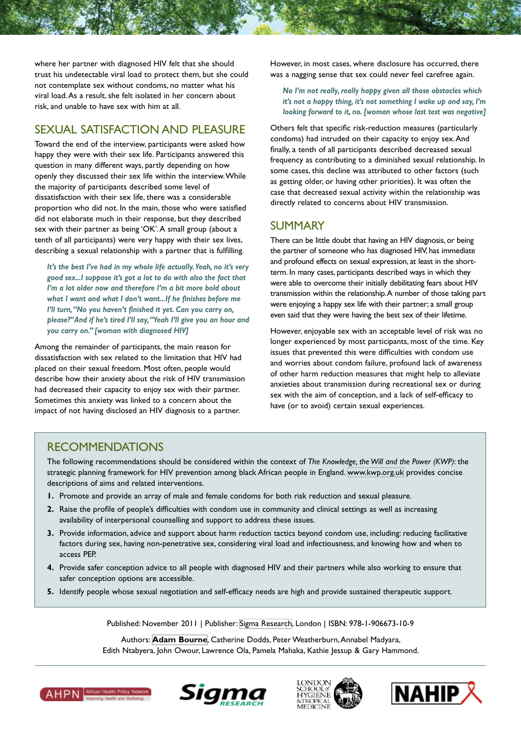where her partner with diagnosed HIV felt that she should trust his undetectable viral load to protect them, but she could not contemplate sex without condoms, no matter what his viral load. As a result, she felt isolated in her concern about risk, and unable to have sex with him at all.

## SEXUAL SATISFACTION AND PLEASURE

Toward the end of the interview, participants were asked how happy they were with their sex life. Participants answered this question in many different ways, partly depending on how openly they discussed their sex life within the interview. While the majority of participants described some level of dissatisfaction with their sex life, there was a considerable proportion who did not. In the main, those who were satisfied did not elaborate much in their response, but they described sex with their partner as being 'OK'. A small group (about a tenth of all participants) were very happy with their sex lives, describing a sexual relationship with a partner that is fulfilling.

> *It's the best I've had in my whole life actually. Yeah, no it's very good sex...I suppose it's got a lot to do with also the fact that I'm a lot older now and therefore I'm a bit more bold about what I want and what I don't want...If he finishes before me I'll turn, "No you haven't finished it yet. Can you carry on, please?" And if he's tired I'll say, "Yeah I'll give you an hour and you carry on." [woman with diagnosed HIV]*

Among the remainder of participants, the main reason for dissatisfaction with sex related to the limitation that HIV had placed on their sexual freedom. Most often, people would describe how their anxiety about the risk of HIV transmission had decreased their capacity to enjoy sex with their partner. Sometimes this anxiety was linked to a concern about the impact of not having disclosed an HIV diagnosis to a partner.

However, in most cases, where disclosure has occurred, there was a nagging sense that sex could never feel carefree again.

> *No I'm not really, really happy given all those obstacles which it's not a happy thing, it's not something I wake up and say, I'm looking forward to it, no. [woman whose last test was negative]*

Others felt that specific risk-reduction measures (particularly condoms) had intruded on their capacity to enjoy sex. And finally, a tenth of all participants described decreased sexual frequency as contributing to a diminished sexual relationship. In some cases, this decline was attributed to other factors (such as getting older, or having other priorities). It was often the case that decreased sexual activity within the relationship was directly related to concerns about HIV transmission.

## SUMMARY

There can be little doubt that having an HIV diagnosis, or being the partner of someone who has diagnosed HIV, has immediate and profound effects on sexual expression, at least in the short-term. In many cases, participants described ways in which they were able to overcome their initially debilitating fears about HIV transmission within the relationship. A number of those taking part were enjoying a happy sex life with their partner; a small group even said that they were having the best sex of their lifetime.

However, enjoyable sex with an acceptable level of risk was no longer experienced by most participants, most of the time. Key issues that prevented this were difficulties with condom use and worries about condom failure, profound lack of awareness of other harm reduction measures that might help to alleviate anxieties about transmission during recreational sex or during sex with the aim of conception, and a lack of self-efficacy to have (or to avoid) certain sexual experiences.

## RECOMMENDATIONS

The following recommendations should be considered within the context of *The Knowledge, the Will and the Power (KWP)*: the strategic planning framework for HIV prevention among black African people in England. www.kwp.org.uk provides concise descriptions of aims and related interventions.

1. Promote and provide an array of male and female condoms for both risk reduction and sexual pleasure.
2. Raise the profile of people's difficulties with condom use in community and clinical settings as well as increasing availability of interpersonal counselling and support to address these issues.
3. Provide information, advice and support about harm reduction tactics beyond condom use, including: reducing facilitative factors during sex, having non-penetrative sex, considering viral load and infectiousness, and knowing how and when to access PEP.
4. Provide safer conception advice to all people with diagnosed HIV and their partners while also working to ensure that safer conception options are accessible.
5. Identify people whose sexual negotiation and self-efficacy needs are high and provide sustained therapeutic support.

Published: November 2011 | Publisher: Sigma Research, London | ISBN: 978-1-906673-10-9

Authors: **Adam Bourne**, Catherine Dodds, Peter Weatherburn, Annabel Madyara, Edith Ntabyera, John Owour, Lawrence Ola, Pamela Mahaka, Kathie Jessup & Gary Hammond.